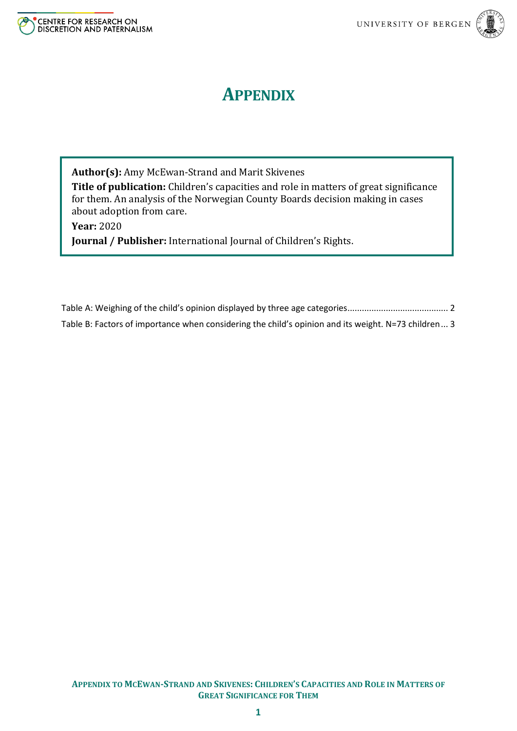# APPENDIX

**Author(s):** Amy McEwan-Strand and Marit Skivenes
**Title of publication:** Children's capacities and role in matters of great significance for them. An analysis of the Norwegian County Boards decision making in cases about adoption from care.
**Year:** 2020
**Journal / Publisher:** International Journal of Children's Rights.

Table A: Weighing of the child's opinion displayed by three age categories .......................................... 2

Table B: Factors of importance when considering the child's opinion and its weight. N=73 children ... 3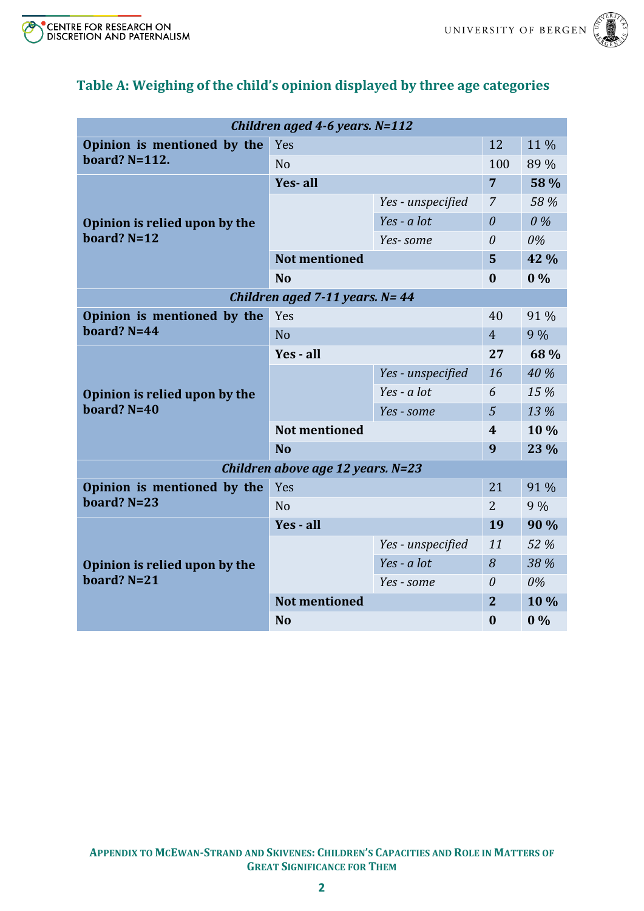## Table A: Weighing of the child's opinion displayed by three age categories

| | | | | |
|---|---|---|---|---|
| ***Children aged 4-6 years. N=112*** | | | | |
| **Opinion is mentioned by the board? N=112.** | Yes | | 12 | 11 % |
| | No | | 100 | 89 % |
| **Opinion is relied upon by the board? N=12** | **Yes- all** | | **7** | **58 %** |
| | | *Yes - unspecified* | *7* | *58 %* |
| | | *Yes - a lot* | *0* | *0 %* |
| | | *Yes- some* | *0* | *0%* |
| | **Not mentioned** | | **5** | **42 %** |
| | **No** | | **0** | **0 %** |
| ***Children aged 7-11 years. N= 44*** | | | | |
| **Opinion is mentioned by the board? N=44** | Yes | | 40 | 91 % |
| | No | | 4 | 9 % |
| **Opinion is relied upon by the board? N=40** | **Yes - all** | | **27** | **68 %** |
| | | *Yes - unspecified* | *16* | *40 %* |
| | | *Yes - a lot* | *6* | *15 %* |
| | | *Yes - some* | *5* | *13 %* |
| | **Not mentioned** | | **4** | **10 %** |
| | **No** | | **9** | **23 %** |
| ***Children above age 12 years. N=23*** | | | | |
| **Opinion is mentioned by the board? N=23** | Yes | | 21 | 91 % |
| | No | | 2 | 9 % |
| **Opinion is relied upon by the board? N=21** | **Yes - all** | | **19** | **90 %** |
| | | *Yes - unspecified* | *11* | *52 %* |
| | | *Yes - a lot* | *8* | *38 %* |
| | | *Yes - some* | *0* | *0%* |
| | **Not mentioned** | | **2** | **10 %** |
| | **No** | | **0** | **0 %** |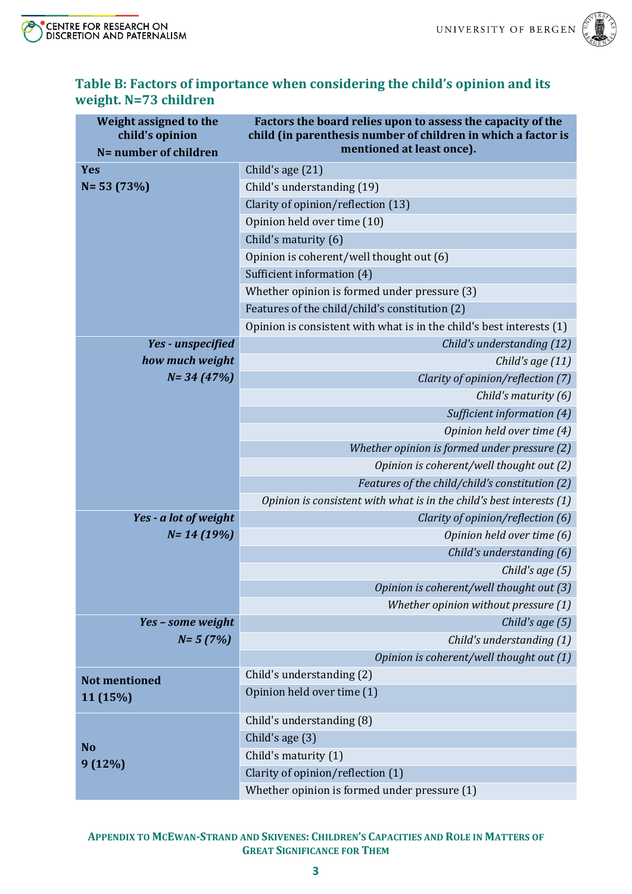## Table B: Factors of importance when considering the child's opinion and its weight. N=73 children

| Weight assigned to the child's opinion N= number of children | Factors the board relies upon to assess the capacity of the child (in parenthesis number of children in which a factor is mentioned at least once). |
|---|---|
| **Yes N= 53 (73%)** | Child's age (21) |
| | Child's understanding (19) |
| | Clarity of opinion/reflection (13) |
| | Opinion held over time (10) |
| | Child's maturity (6) |
| | Opinion is coherent/well thought out (6) |
| | Sufficient information (4) |
| | Whether opinion is formed under pressure (3) |
| | Features of the child/child's constitution (2) |
| | Opinion is consistent with what is in the child's best interests (1) |
| ***Yes - unspecified how much weight N= 34 (47%)*** | *Child's understanding (12)* |
| | *Child's age (11)* |
| | *Clarity of opinion/reflection (7)* |
| | *Child's maturity (6)* |
| | *Sufficient information (4)* |
| | *Opinion held over time (4)* |
| | *Whether opinion is formed under pressure (2)* |
| | *Opinion is coherent/well thought out (2)* |
| | *Features of the child/child's constitution (2)* |
| | *Opinion is consistent with what is in the child's best interests (1)* |
| ***Yes - a lot of weight N= 14 (19%)*** | *Clarity of opinion/reflection (6)* |
| | *Opinion held over time (6)* |
| | *Child's understanding (6)* |
| | *Child's age (5)* |
| | *Opinion is coherent/well thought out (3)* |
| | *Whether opinion without pressure (1)* |
| ***Yes – some weight N= 5 (7%)*** | *Child's age (5)* |
| | *Child's understanding (1)* |
| | *Opinion is coherent/well thought out (1)* |
| **Not mentioned 11 (15%)** | Child's understanding (2) |
| | Opinion held over time (1) |
| **No 9 (12%)** | Child's understanding (8) |
| | Child's age (3) |
| | Child's maturity (1) |
| | Clarity of opinion/reflection (1) |
| | Whether opinion is formed under pressure (1) |